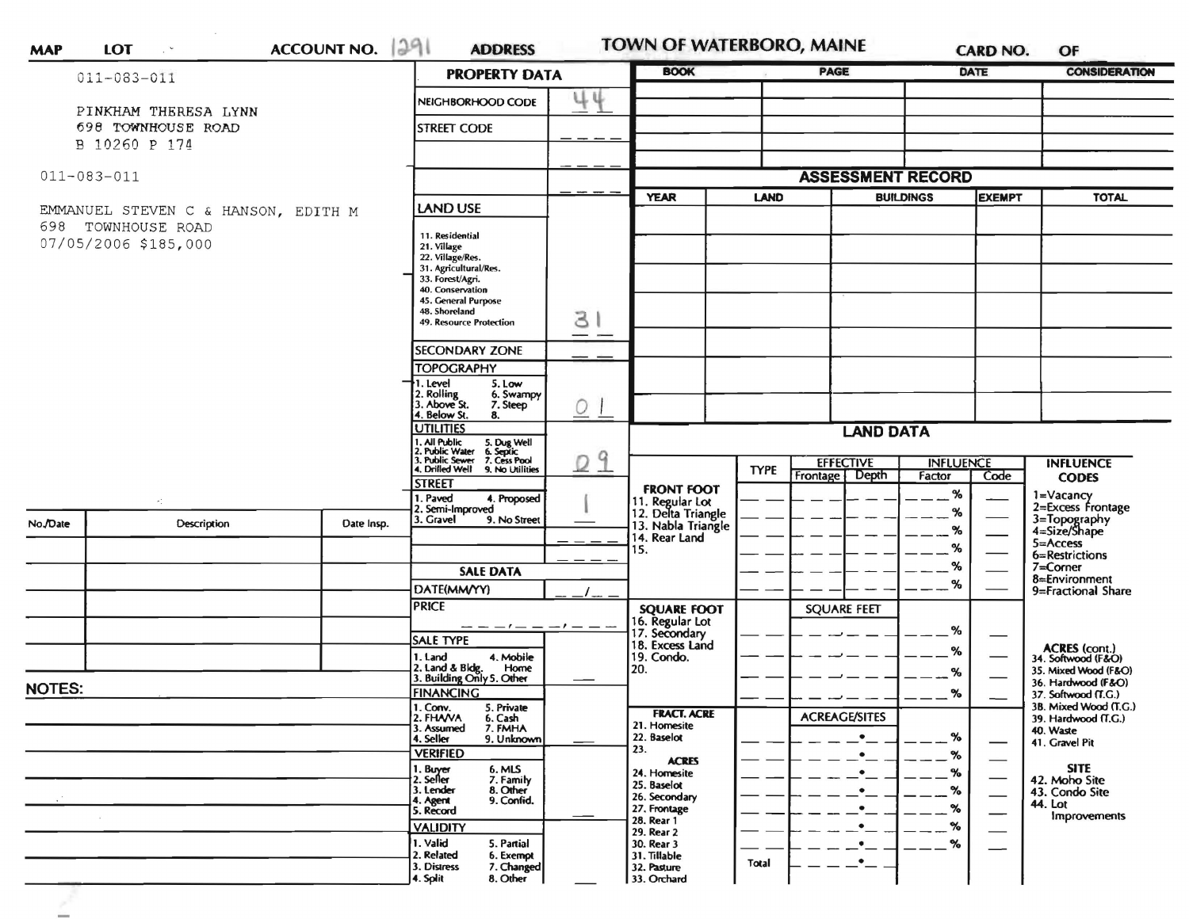MAP LOT ACCOUNT NO. 1291 ADDRESS **TOWN OF WATERBORO, MAINE** CARD NO. OF

011-083-011

PINKHAM THERESA LYNN
698 TOWNHOUSE ROAD
B 10260 P 174

011-083-011

EMMANUEL STEVEN C & HANSON, EDITH M
698 TOWNHOUSE ROAD
07/05/2006 $185,000

| No./Date | Description | Date Insp. |
|---|---|---|
| | | |
| | | |
| | | |
| | | |
| | | |

**NOTES:**

## PROPERTY DATA

| | |
|---|---|
| NEIGHBORHOOD CODE | 44 |
| STREET CODE | |
| **LAND USE** (11. Residential, 21. Village, 22. Village/Res., 31. Agricultural/Res., 33. Forest/Agri., 40. Conservation, 45. General Purpose, 48. Shoreland, 49. Resource Protection) | 31 |
| SECONDARY ZONE | |
| **TOPOGRAPHY** (1. Level, 2. Rolling, 3. Above St., 4. Below St., 5. Low, 6. Swampy, 7. Steep, 8.) | 01 |
| **UTILITIES** (1. All Public, 2. Public Water, 3. Public Sewer, 4. Drilled Well, 5. Dug Well, 6. Septic, 7. Cess Pool, 9. No Utilities) | 09 |
| **STREET** (1. Paved, 2. Semi-Improved, 3. Gravel, 4. Proposed, 9. No Street) | 1 |

### SALE DATA

| | |
|---|---|
| DATE(MM/YY) | |
| PRICE | |
| SALE TYPE (1. Land, 2. Land & Bldg., 3. Building Only, 4. Mobile Home, 5. Other) | |
| FINANCING (1. Conv., 2. FHA/VA, 3. Assumed, 4. Seller, 5. Private, 6. Cash, 7. FMHA, 9. Unknown) | |
| VERIFIED (1. Buyer, 2. Seller, 3. Lender, 4. Agent, 5. Record, 6. MLS, 7. Family, 8. Other, 9. Confid.) | |
| VALIDITY (1. Valid, 2. Related, 3. Distress, 4. Split, 5. Partial, 6. Exempt, 7. Changed, 8. Other) | |

| BOOK | PAGE | DATE | CONSIDERATION |
|---|---|---|---|
| | | | |
| | | | |
| | | | |
| | | | |

## ASSESSMENT RECORD

| YEAR | LAND | BUILDINGS | EXEMPT | TOTAL |
|---|---|---|---|---|
| | | | | |
| | | | | |
| | | | | |
| | | | | |
| | | | | |
| | | | | |
| | | | | |

## LAND DATA

| | TYPE | EFFECTIVE Frontage | EFFECTIVE Depth | INFLUENCE Factor | INFLUENCE Code |
|---|---|---|---|---|---|
| **FRONT FOOT** 11. Regular Lot, 12. Delta Triangle, 13. Nabla Triangle, 14. Rear Land, 15. | | | | % | |
| **SQUARE FOOT** 16. Regular Lot, 17. Secondary, 18. Excess Land, 19. Condo., 20. | | SQUARE FEET | | % | |
| **FRACT. ACRE** 21. Homesite, 22. Baselot, 23. **ACRES** 24. Homesite, 25. Baselot, 26. Secondary, 27. Frontage, 28. Rear 1, 29. Rear 2, 30. Rear 3, 31. Tillable, 32. Pasture, 33. Orchard | | ACREAGE/SITES | | % | |
| | Total | | | | |

**INFLUENCE CODES**
1=Vacancy
2=Excess Frontage
3=Topography
4=Size/Shape
5=Access
6=Restrictions
7=Corner
8=Environment
9=Fractional Share

**ACRES (cont.)**
34. Softwood (F&O)
35. Mixed Wood (F&O)
36. Hardwood (F&O)
37. Softwood (T.G.)
38. Mixed Wood (T.G.)
39. Hardwood (T.G.)
40. Waste
41. Gravel Pit

**SITE**
42. Moho Site
43. Condo Site
44. Lot Improvements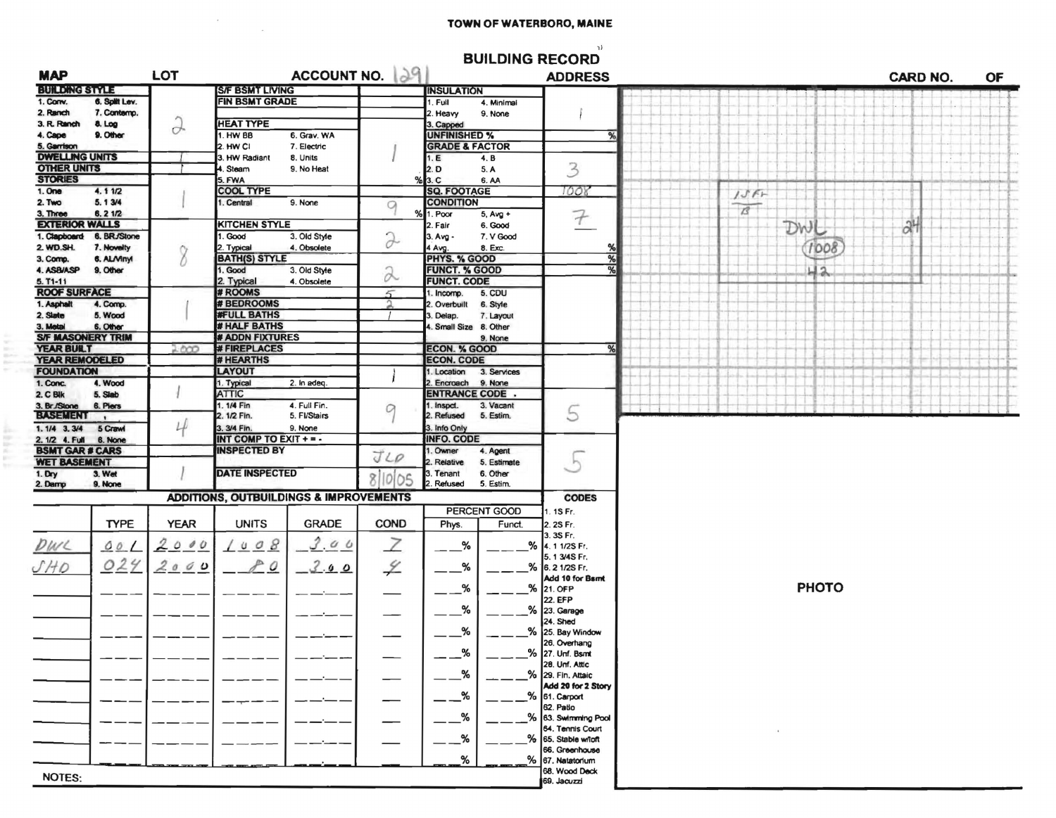TOWN OF WATERBORO, MAINE

# BUILDING RECORD

| MAP | LOT | ACCOUNT NO. 1291 | ADDRESS | CARD NO. | OF |
|---|---|---|---|---|---|

| Field | Value |
|---|---|
| **BUILDING STYLE** (1. Conv. 2. Ranch 3. R. Ranch 4. Cape 5. Garrison 6. Split Lev. 7. Contemp. 8. Log 9. Other) | 2 |
| **DWELLING UNITS** | 1 |
| **OTHER UNITS** | 1 |
| **STORIES** (1. One 2. Two 3. Three 4. 1 1/2 5. 1 3/4 6. 2 1/2) | 1 |
| **EXTERIOR WALLS** (1. Clapboard 2. WD.SH. 3. Comp. 4. ASB/ASP 5. T1-11 6. BR./Stone 7. Novelty 8. AL/Vinyl 9. Other) | 8 |
| **ROOF SURFACE** (1. Asphalt 2. Slate 3. Metal 4. Comp. 5. Wood 6. Other) | 1 |
| **S/F MASONERY TRIM** | |
| **YEAR BUILT** | 2000 |
| **YEAR REMODELED** | |
| **FOUNDATION** (1. Conc. 2. C Blk 3. Br./Stone 4. Wood 5. Slab 6. Piers) | 1 |
| **BASEMENT** (1. 1/4 2. 1/2 3. 3/4 4. Full 5 Crawl 6. None) | 4 |
| **BSMT GAR # CARS** | |
| **WET BASEMENT** (1. Dry 2. Damp 3. Wet 9. None) | 1 |

| Field | Value |
|---|---|
| **S/F BSMT LIVING** | |
| **FIN BSMT GRADE** | |
| **HEAT TYPE** (1. HW BB 2. HW CI 3. HW Radiant 4. Steam 5. FWA 6. Grav. WA 7. Electric 8. Units 9. No Heat) | 1 |
| **COOL TYPE** (1. Central 9. None) | 9 |
| **KITCHEN STYLE** (1. Good 2. Typical 3. Old Style 4. Obsolete) | 2 |
| **BATH(S) STYLE** (1. Good 2. Typical 3. Old Style 4. Obsolete) | 2 |
| **# ROOMS** | 5 |
| **# BEDROOMS** | 2 |
| **#FULL BATHS** | 1 |
| **# HALF BATHS** | |
| **# ADDN FIXTURES** | |
| **# FIREPLACES** | |
| **# HEARTHS** | |
| **LAYOUT** (1. Typical 2. In adeq.) | 1 |
| **ATTIC** (1. 1/4 Fin 2. 1/2 Fin. 3. 3/4 Fin. 4. Full Fin. 5. Fl/Stairs 9. None) | 9 |
| **INT COMP TO EXIT + = -** | |
| **INSPECTED BY** | JLD |
| **DATE INSPECTED** | 8/10/05 |

| Field | Value |
|---|---|
| **INSULATION** (1. Full 2. Heavy 3. Capped 4. Minimal 9. None) | 1 |
| **UNFINISHED %** | % |
| **GRADE & FACTOR** (1. E 2. D 3. C 4. B 5. A 6. AA) | 3 |
| **SQ. FOOTAGE** | 1008 |
| **CONDITION** (1. Poor 2. Fair 3. Avg - 4 Avg. 5. Avg + 6. Good 7. V Good 8. Exc.) | 7 |
| **PHYS. % GOOD** | % |
| **FUNCT. % GOOD** | % |
| **FUNCT. CODE** (1. Incomp. 2. Overbuilt 3. Delap. 4. Small Size 5. CDU 6. Style 7. Layout 8. Other 9. None) | |
| **ECON. % GOOD** | % |
| **ECON. CODE** (1. Location 2. Encroach 3. Services 9. None) | |
| **ENTRANCE CODE** (1. Inspct. 2. Refused 3. Info Only 4. Vacant 5. Estim.) | 5 |
| **INFO. CODE** (1. Owner 2. Relative 3. Tenant 4. Agent 5. Estimate 6. Other) | 5 |

Sketch: 1S Fr / B — DWL (1008) — 24 x 42

## ADDITIONS, OUTBUILDINGS & IMPROVEMENTS

| | TYPE | YEAR | UNITS | GRADE | COND | PERCENT GOOD Phys. | PERCENT GOOD Funct. |
|---|---|---|---|---|---|---|---|
| DWL | 001 | 2000 | 1008 | 3.00 | 7 | % | % |
| SHD | 024 | 2000 | 80 | 3.00 | 4 | % | % |
| | | | | | | % | % |
| | | | | | | % | % |
| | | | | | | % | % |
| | | | | | | % | % |
| | | | | | | % | % |
| | | | | | | % | % |
| | | | | | | % | % |
| | | | | | | % | % |
| | | | | | | % | % |

NOTES:

**CODES**
1. 1S Fr.
2. 2S Fr.
3. 3S Fr.
4. 1 1/2S Fr.
5. 1 3/4S Fr.
6. 2 1/2S Fr.

Add 10 for Bsmt
21. OFP
22. EFP
23. Garage
24. Shed
25. Bay Window
26. Overhang
27. Unf. Bsmt
28. Unf. Attic
29. Fin. Attaic

Add 20 for 2 Story
61. Carport
62. Patio
63. Swimming Pool
64. Tennis Court
65. Stable w/loft
66. Greenhouse
67. Natatorium
68. Wood Deck
69. Jacuzzi

PHOTO